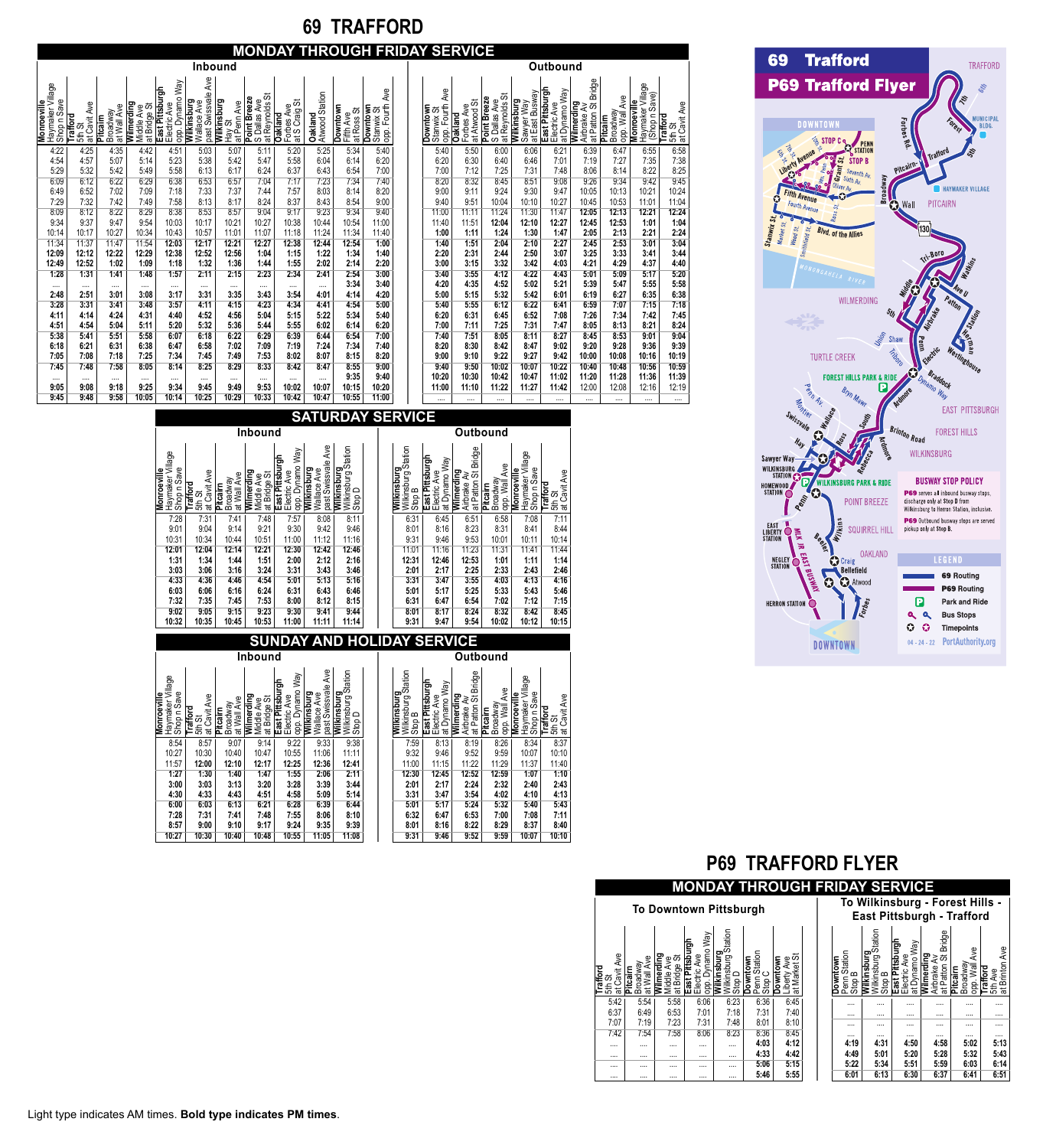# 69 TRAFFORD

## MONDAY THROUGH FRIDAY SERVICE

### Inbound

| Monroeville Haymaker Village Shop n Save | Trafford 5th St at Cavit Ave | Pitcairn Broadway at Wall Ave | Wilmerding Middle Ave at Bridge St | East Pittsburgh Electric Ave opp. Dynamo Way | Wilkinsburg Wallace Ave past Swissvale Ave | Wilkinsburg Hay St at Penn Ave | Point Breeze S Dallas Ave at Reynolds St | Oakland Forbes Ave at S Craig St | Oakland Atwood Station | Downtown Fifth Ave at Ross St | Downtown Stanwix St opp. Fourth Ave |
|---|---|---|---|---|---|---|---|---|---|---|---|
| 4:22 | 4:25 | 4:35 | 4:42 | 4:51 | 5:03 | 5:07 | 5:11 | 5:20 | 5:25 | 5:34 | 5:40 |
| 4:54 | 4:57 | 5:07 | 5:14 | 5:23 | 5:38 | 5:42 | 5:47 | 5:58 | 6:04 | 6:14 | 6:20 |
| 5:29 | 5:32 | 5:42 | 5:49 | 5:58 | 6:13 | 6:17 | 6:24 | 6:37 | 6:43 | 6:54 | 7:00 |
| 6:09 | 6:12 | 6:22 | 6:29 | 6:38 | 6:53 | 6:57 | 7:04 | 7:17 | 7:23 | 7:34 | 7:40 |
| 6:49 | 6:52 | 7:02 | 7:09 | 7:18 | 7:33 | 7:37 | 7:44 | 7:57 | 8:03 | 8:14 | 8:20 |
| 7:29 | 7:32 | 7:42 | 7:49 | 7:58 | 8:13 | 8:17 | 8:24 | 8:37 | 8:43 | 8:54 | 9:00 |
| 8:09 | 8:12 | 8:22 | 8:29 | 8:38 | 8:53 | 8:57 | 9:04 | 9:17 | 9:23 | 9:34 | 9:40 |
| 9:34 | 9:37 | 9:47 | 9:54 | 10:03 | 10:17 | 10:21 | 10:27 | 10:38 | 10:44 | 10:54 | 11:00 |
| 10:14 | 10:17 | 10:27 | 10:34 | 10:43 | 10:57 | 11:01 | 11:07 | 11:18 | 11:24 | 11:34 | 11:40 |
| 11:34 | 11:37 | 11:47 | 11:54 | **12:03** | **12:17** | **12:21** | **12:27** | **12:38** | **12:44** | **12:54** | **1:00** |
| **12:09** | **12:12** | **12:22** | **12:29** | **12:38** | **12:52** | **12:56** | **1:04** | **1:15** | **1:22** | **1:34** | **1:40** |
| **12:49** | **12:52** | **1:02** | **1:09** | **1:18** | **1:32** | **1:36** | **1:44** | **1:55** | **2:02** | **2:14** | **2:20** |
| **1:28** | **1:31** | **1:41** | **1:48** | **1:57** | **2:11** | **2:15** | **2:23** | **2:34** | **2:41** | **2:54** | **3:00** |
| .... | .... | .... | .... | .... | .... | .... | .... | .... | .... | **3:34** | **3:40** |
| **2:48** | **2:51** | **3:01** | **3:08** | **3:17** | **3:31** | **3:35** | **3:43** | **3:54** | **4:01** | **4:14** | **4:20** |
| **3:28** | **3:31** | **3:41** | **3:48** | **3:57** | **4:11** | **4:15** | **4:23** | **4:34** | **4:41** | **4:54** | **5:00** |
| **4:11** | **4:14** | **4:24** | **4:31** | **4:40** | **4:52** | **4:56** | **5:04** | **5:15** | **5:22** | **5:34** | **5:40** |
| **4:51** | **4:54** | **5:04** | **5:11** | **5:20** | **5:32** | **5:36** | **5:44** | **5:55** | **6:02** | **6:14** | **6:20** |
| **5:38** | **5:41** | **5:51** | **5:58** | **6:07** | **6:18** | **6:22** | **6:29** | **6:39** | **6:44** | **6:54** | **7:00** |
| **6:18** | **6:21** | **6:31** | **6:38** | **6:47** | **6:58** | **7:02** | **7:09** | **7:19** | **7:24** | **7:34** | **7:40** |
| **7:05** | **7:08** | **7:18** | **7:25** | **7:34** | **7:45** | **7:49** | **7:53** | **8:02** | **8:07** | **8:15** | **8:20** |
| **7:45** | **7:48** | **7:58** | **8:05** | **8:14** | **8:25** | **8:29** | **8:33** | **8:42** | **8:47** | **8:55** | **9:00** |
| .... | .... | .... | .... | .... | .... | .... | .... | .... | .... | **9:35** | **9:40** |
| **9:05** | **9:08** | **9:18** | **9:25** | **9:34** | **9:45** | **9:49** | **9:53** | **10:02** | **10:07** | **10:15** | **10:20** |
| **9:45** | **9:48** | **9:58** | **10:05** | **10:14** | **10:25** | **10:29** | **10:33** | **10:42** | **10:47** | **10:55** | **11:00** |

### Outbound

| Downtown Stanwix St opp. Fourth Ave | Oakland Forbes Ave at Atwood St | Point Breeze S Dallas Ave at Reynolds St | Wilkinsburg Sawyer Way at East Busway | East Pittsburgh Electric Ave at Dynamo Way | Wilmerding Airbrake Av at Patton St Bridge | Pitcairn Broadway opp. Wall Ave | Monroeville Haymaker Village (Shop n Save) | Trafford 5th St at Cavit Ave |
|---|---|---|---|---|---|---|---|---|
| 5:40 | 5:50 | 6:00 | 6:06 | 6:21 | 6:39 | 6:47 | 6:55 | 6:58 |
| 6:20 | 6:30 | 6:40 | 6:46 | 7:01 | 7:19 | 7:27 | 7:35 | 7:38 |
| 7:00 | 7:12 | 7:25 | 7:31 | 7:48 | 8:06 | 8:14 | 8:22 | 8:25 |
| 8:20 | 8:32 | 8:45 | 8:51 | 9:08 | 9:26 | 9:34 | 9:42 | 9:45 |
| 9:00 | 9:11 | 9:24 | 9:30 | 9:47 | 10:05 | 10:13 | 10:21 | 10:24 |
| 9:40 | 9:51 | 10:04 | 10:10 | 10:27 | 10:45 | 10:53 | 11:01 | 11:04 |
| 11:00 | 11:11 | 11:24 | 11:30 | 11:47 | **12:05** | **12:13** | **12:21** | **12:24** |
| 11:40 | 11:51 | **12:04** | **12:10** | **12:27** | **12:45** | **12:53** | **1:01** | **1:04** |
| **1:00** | **1:11** | **1:24** | **1:30** | **1:47** | **2:05** | **2:13** | **2:21** | **2:24** |
| **1:40** | **1:51** | **2:04** | **2:10** | **2:27** | **2:45** | **2:53** | **3:01** | **3:04** |
| **2:20** | **2:31** | **2:44** | **2:50** | **3:07** | **3:25** | **3:33** | **3:41** | **3:44** |
| **3:00** | **3:15** | **3:32** | **3:42** | **4:03** | **4:21** | **4:29** | **4:37** | **4:40** |
| **3:40** | **3:55** | **4:12** | **4:22** | **4:43** | **5:01** | **5:09** | **5:17** | **5:20** |
| **4:20** | **4:35** | **4:52** | **5:02** | **5:21** | **5:39** | **5:47** | **5:55** | **5:58** |
| **5:00** | **5:15** | **5:32** | **5:42** | **6:01** | **6:19** | **6:27** | **6:35** | **6:38** |
| **5:40** | **5:55** | **6:12** | **6:22** | **6:41** | **6:59** | **7:07** | **7:15** | **7:18** |
| **6:20** | **6:31** | **6:45** | **6:52** | **7:08** | **7:26** | **7:34** | **7:42** | **7:45** |
| **7:00** | **7:11** | **7:25** | **7:31** | **7:47** | **8:05** | **8:13** | **8:21** | **8:24** |
| **7:40** | **7:51** | **8:05** | **8:11** | **8:27** | **8:45** | **8:53** | **9:01** | **9:04** |
| **8:20** | **8:30** | **8:42** | **8:47** | **9:02** | **9:20** | **9:28** | **9:36** | **9:39** |
| **9:00** | **9:10** | **9:22** | **9:27** | **9:42** | **10:00** | **10:08** | **10:16** | **10:19** |
| **9:40** | **9:50** | **10:02** | **10:07** | **10:22** | **10:40** | **10:48** | **10:56** | **10:59** |
| **10:20** | **10:30** | **10:42** | **10:47** | **11:02** | **11:20** | **11:28** | **11:36** | **11:39** |
| **11:00** | **11:10** | **11:22** | **11:27** | **11:42** | 12:00 | 12:08 | 12:16 | 12:19 |
| .... | .... | .... | .... | .... | .... | .... | .... | .... |

## SATURDAY SERVICE

### Inbound

| Monroeville Haymaker Village Shop n Save | Trafford 5th St at Cavit Ave | Pitcairn Broadway at Wall Ave | Wilmerding Middle Ave at Bridge St | East Pittsburgh Electric Ave opp. Dynamo Way | Wilkinsburg Wallace Ave past Swissvale Ave | Wilkinsburg Wilkinsburg Station Stop D |
|---|---|---|---|---|---|---|
| 7:28 | 7:31 | 7:41 | 7:48 | 7:57 | 8:08 | 8:11 |
| 9:01 | 9:04 | 9:14 | 9:21 | 9:30 | 9:42 | 9:46 |
| 10:31 | 10:34 | 10:44 | 10:51 | 11:00 | 11:12 | 11:16 |
| **12:01** | **12:04** | **12:14** | **12:21** | **12:30** | **12:42** | **12:46** |
| **1:31** | **1:34** | **1:44** | **1:51** | **2:00** | **2:12** | **2:16** |
| **3:03** | **3:06** | **3:16** | **3:24** | **3:31** | **3:43** | **3:46** |
| **4:33** | **4:36** | **4:46** | **4:54** | **5:01** | **5:13** | **5:16** |
| **6:03** | **6:06** | **6:16** | **6:24** | **6:31** | **6:43** | **6:46** |
| **7:32** | **7:35** | **7:45** | **7:53** | **8:00** | **8:12** | **8:15** |
| **9:02** | **9:05** | **9:15** | **9:23** | **9:30** | **9:41** | **9:44** |
| **10:32** | **10:35** | **10:45** | **10:53** | **11:00** | **11:11** | **11:14** |

### Outbound

| Wilkinsburg Wilkinsburg Station Stop B | East Pittsburgh Electric Ave at Dynamo Way | Wilmerding Airbrake Av at Patton St Bridge | Pitcairn Broadway opp. Wall Ave | Monroeville Haymaker Village Shop n Save | Trafford 5th St at Cavit Ave |
|---|---|---|---|---|---|
| 6:31 | 6:45 | 6:51 | 6:58 | 7:08 | 7:11 |
| 8:01 | 8:16 | 8:23 | 8:31 | 8:41 | 8:44 |
| 9:31 | 9:46 | 9:53 | 10:01 | 10:11 | 10:14 |
| 11:01 | 11:16 | 11:23 | 11:31 | 11:41 | 11:44 |
| **12:31** | **12:46** | **12:53** | **1:01** | **1:11** | **1:14** |
| **2:01** | **2:17** | **2:25** | **2:33** | **2:43** | **2:46** |
| **3:31** | **3:47** | **3:55** | **4:03** | **4:13** | **4:16** |
| **5:01** | **5:17** | **5:25** | **5:33** | **5:43** | **5:46** |
| **6:31** | **6:47** | **6:54** | **7:02** | **7:12** | **7:15** |
| **8:01** | **8:17** | **8:24** | **8:32** | **8:42** | **8:45** |
| **9:31** | **9:47** | **9:54** | **10:02** | **10:12** | **10:15** |

## SUNDAY AND HOLIDAY SERVICE

### Inbound

| Monroeville Haymaker Village Shop n Save | Trafford 5th St at Cavit Ave | Pitcairn Broadway at Wall Ave | Wilmerding Middle Ave at Bridge St | East Pittsburgh Electric Ave opp. Dynamo Way | Wilkinsburg Wallace Ave past Swissvale Ave | Wilkinsburg Wilkinsburg Station Stop D |
|---|---|---|---|---|---|---|
| 8:54 | 8:57 | 9:07 | 9:14 | 9:22 | 9:33 | 9:38 |
| 10:27 | 10:30 | 10:40 | 10:47 | 10:55 | 11:06 | 11:11 |
| 11:57 | **12:00** | **12:10** | **12:17** | **12:25** | **12:36** | **12:41** |
| **1:27** | **1:30** | **1:40** | **1:47** | **1:55** | **2:06** | **2:11** |
| **3:00** | **3:03** | **3:13** | **3:20** | **3:28** | **3:39** | **3:44** |
| **4:30** | **4:33** | **4:43** | **4:51** | **4:58** | **5:09** | **5:14** |
| **6:00** | **6:03** | **6:13** | **6:21** | **6:28** | **6:39** | **6:44** |
| **7:28** | **7:31** | **7:41** | **7:48** | **7:55** | **8:06** | **8:10** |
| **8:57** | **9:00** | **9:10** | **9:17** | **9:24** | **9:35** | **9:39** |
| **10:27** | **10:30** | **10:40** | **10:48** | **10:55** | **11:05** | **11:08** |

### Outbound

| Wilkinsburg Wilkinsburg Station Stop B | East Pittsburgh Electric Ave at Dynamo Way | Wilmerding Airbrake Av at Patton St Bridge | Pitcairn Broadway opp. Wall Ave | Monroeville Haymaker Village Shop n Save | Trafford 5th St at Cavit Ave |
|---|---|---|---|---|---|
| 7:59 | 8:13 | 8:19 | 8:26 | 8:34 | 8:37 |
| 9:32 | 9:46 | 9:52 | 9:59 | 10:07 | 10:10 |
| 11:00 | 11:15 | 11:22 | 11:29 | 11:37 | 11:40 |
| **12:30** | **12:45** | **12:52** | **12:59** | **1:07** | **1:10** |
| **2:01** | **2:17** | **2:24** | **2:32** | **2:40** | **2:43** |
| **3:31** | **3:47** | **3:54** | **4:02** | **4:10** | **4:13** |
| **5:01** | **5:17** | **5:24** | **5:32** | **5:40** | **5:43** |
| **6:32** | **6:47** | **6:53** | **7:00** | **7:08** | **7:11** |
| **8:01** | **8:16** | **8:22** | **8:29** | **8:37** | **8:40** |
| **9:31** | **9:46** | **9:52** | **9:59** | **10:07** | **10:10** |

## 69 Trafford / P69 Trafford Flyer

**BUSWAY STOP POLICY**

**P69** serves all inbound busway stops, discharge only at Stop D from Wilkinsburg to Herron Station, inclusive.

**P69** Outbound busway stops are served pickup only at Stop B.

**LEGEND**

- 69 Routing
- P69 Routing
- Park and Ride
- Bus Stops
- Timepoints

04 - 24 - 22 PortAuthority.org

# P69 TRAFFORD FLYER

## MONDAY THROUGH FRIDAY SERVICE

### To Downtown Pittsburgh

| Trafford 5th St at Cavit Ave | Pitcairn Broadway at Wall Ave | Wilmerding Middle Ave at Bridge St | East Pittsburgh Electric Ave opp. Dynamo Way | Wilkinsburg Wilkinsburg Station Stop D | Downtown Penn Station Stop C | Downtown Liberty Ave at Market St |
|---|---|---|---|---|---|---|
| 5:42 | 5:54 | 5:58 | 6:06 | 6:23 | 6:36 | 6:45 |
| 6:37 | 6:49 | 6:53 | 7:01 | 7:18 | 7:31 | 7:40 |
| 7:07 | 7:19 | 7:23 | 7:31 | 7:48 | 8:01 | 8:10 |
| 7:42 | 7:54 | 7:58 | 8:06 | 8:23 | 8:36 | 8:45 |
| .... | .... | .... | .... | .... | **4:03** | **4:12** |
| .... | .... | .... | .... | .... | **4:33** | **4:42** |
| .... | .... | .... | .... | .... | **5:06** | **5:15** |
| .... | .... | .... | .... | .... | **5:46** | **5:55** |

### To Wilkinsburg - Forest Hills - East Pittsburgh - Trafford

| Downtown Penn Station Stop B | Wilkinsburg Wilkinsburg Station Stop B | East Pittsburgh Electric Ave at Dynamo Way | Wilmerding Airbrake Av at Patton St Bridge | Pitcairn Broadway opp. Wall Ave | Trafford 5th Ave at Brinton Ave |
|---|---|---|---|---|---|
| .... | .... | .... | .... | .... | .... |
| .... | .... | .... | .... | .... | .... |
| .... | .... | .... | .... | .... | .... |
| .... | .... | .... | .... | .... | .... |
| **4:19** | **4:31** | **4:50** | **4:58** | **5:02** | **5:13** |
| **4:49** | **5:01** | **5:20** | **5:28** | **5:32** | **5:43** |
| **5:22** | **5:34** | **5:51** | **5:59** | **6:03** | **6:14** |
| **6:01** | **6:13** | **6:30** | **6:37** | **6:41** | **6:51** |

Light type indicates AM times. **Bold type indicates PM times**.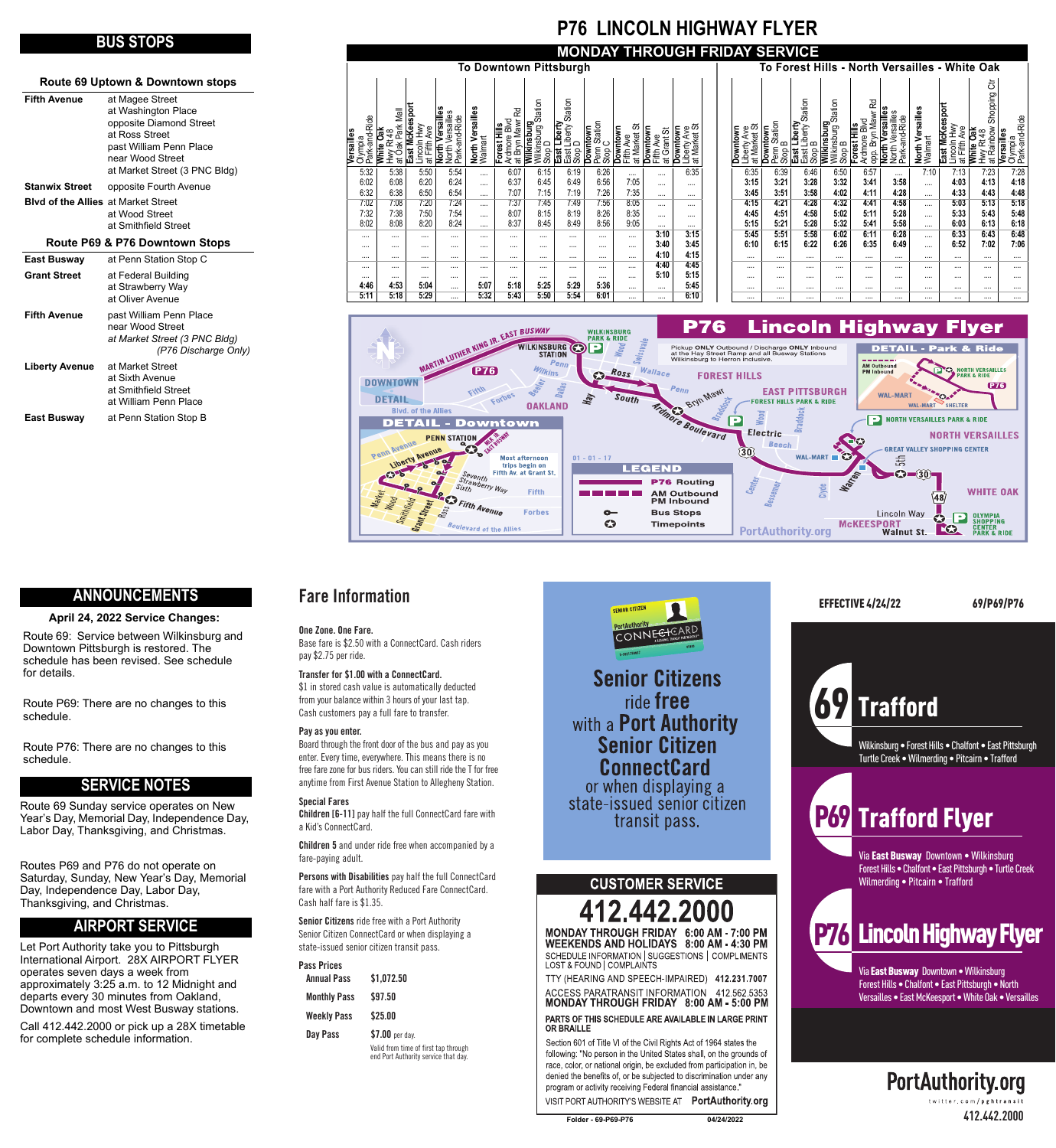## BUS STOPS

### Route 69 Uptown & Downtown stops

| | |
|---|---|
| **Fifth Avenue** | at Magee Street |
| | at Washington Place |
| | opposite Diamond Street |
| | at Ross Street |
| | past William Penn Place |
| | near Wood Street |
| | at Market Street (3 PNC Bldg) |
| **Stanwix Street** | opposite Fourth Avenue |
| **Blvd of the Allies** | at Market Street |
| | at Wood Street |
| | at Smithfield Street |

### Route P69 & P76 Downtown Stops

| | |
|---|---|
| **East Busway** | at Penn Station Stop C |
| **Grant Street** | at Federal Building |
| | at Strawberry Way |
| | at Oliver Avenue |
| **Fifth Avenue** | past William Penn Place |
| | near Wood Street |
| | *at Market Street (3 PNC Bldg) (P76 Discharge Only)* |
| **Liberty Avenue** | at Market Street |
| | at Sixth Avenue |
| | at Smithfield Street |
| | at William Penn Place |
| **East Busway** | at Penn Station Stop B |

# P76 LINCOLN HIGHWAY FLYER

## MONDAY THROUGH FRIDAY SERVICE

### To Downtown Pittsburgh

| Versailles Olympia Park-and-Ride | White Oak Hwy Rt 48 at Oak Park Mall | East McKeesport Lincoln Hwy at Fifth Ave | North Versailles North Versailles Park-and-Ride | North Versailles Walmart | Forest Hills Ardmore Blvd at Bryn Mawr Rd | Wilkinsburg Wilkinsburg Station Stop D | East Liberty East Liberty Station Stop D | Downtown Penn Station Stop C | Downtown Fifth Ave at Market St | Downtown Fifth Ave at Grant St | Downtown Liberty Ave at Market St |
|---|---|---|---|---|---|---|---|---|---|---|---|
| 5:32 | 5:38 | 5:50 | 5:54 | .... | 6:07 | 6:15 | 6:19 | 6:26 | .... | .... | 6:35 |
| 6:02 | 6:08 | 6:20 | 6:24 | .... | 6:37 | 6:45 | 6:49 | 6:56 | 7:05 | .... | .... |
| 6:32 | 6:38 | 6:50 | 6:54 | .... | 7:07 | 7:15 | 7:19 | 7:26 | 7:35 | .... | .... |
| 7:02 | 7:08 | 7:20 | 7:24 | .... | 7:37 | 7:45 | 7:49 | 7:56 | 8:05 | .... | .... |
| 7:32 | 7:38 | 7:50 | 7:54 | .... | 8:07 | 8:15 | 8:19 | 8:26 | 8:35 | .... | .... |
| 8:02 | 8:08 | 8:20 | 8:24 | .... | 8:37 | 8:45 | 8:49 | 8:56 | 9:05 | .... | .... |
| .... | .... | .... | .... | .... | .... | .... | .... | .... | .... | **3:10** | **3:15** |
| .... | .... | .... | .... | .... | .... | .... | .... | .... | .... | **3:40** | **3:45** |
| .... | .... | .... | .... | .... | .... | .... | .... | .... | .... | **4:10** | **4:15** |
| .... | .... | .... | .... | .... | .... | .... | .... | .... | .... | **4:40** | **4:45** |
| .... | .... | .... | .... | .... | .... | .... | .... | .... | .... | **5:10** | **5:15** |
| **4:46** | **4:53** | **5:04** | .... | **5:07** | **5:18** | **5:25** | **5:29** | **5:36** | .... | .... | **5:45** |
| **5:11** | **5:18** | **5:29** | .... | **5:32** | **5:43** | **5:50** | **5:54** | **6:01** | .... | .... | **6:10** |

### To Forest Hills - North Versailles - White Oak

| Downtown Liberty Ave at Market St | Downtown Penn Station Stop B | East Liberty East Liberty Station Stop B | Wilkinsburg Wilkinsburg Station Stop B | Forest Hills Ardmore Blvd opp. Bryn Mawr Rd | North Versailles North Versailles Park-and-Ride | North Versailles Walmart | East McKeesport Lincoln Hwy at Fifth Ave | White Oak Hwy Rt 48 at Rainbow Shopping Ctr | Versailles Olympia Park-and-Ride |
|---|---|---|---|---|---|---|---|---|---|
| 6:35 | 6:39 | 6:46 | 6:50 | 6:57 | .... | 7:10 | 7:13 | 7:23 | 7:28 |
| **3:15** | **3:21** | **3:28** | **3:32** | **3:41** | **3:58** | .... | **4:03** | **4:13** | **4:18** |
| **3:45** | **3:51** | **3:58** | **4:02** | **4:11** | **4:28** | .... | **4:33** | **4:43** | **4:48** |
| **4:15** | **4:21** | **4:28** | **4:32** | **4:41** | **4:58** | .... | **5:03** | **5:13** | **5:18** |
| **4:45** | **4:51** | **4:58** | **5:02** | **5:11** | **5:28** | .... | **5:33** | **5:43** | **5:48** |
| **5:15** | **5:21** | **5:28** | **5:32** | **5:41** | **5:58** | .... | **6:03** | **6:13** | **6:18** |
| **5:45** | **5:51** | **5:58** | **6:02** | **6:11** | **6:28** | .... | **6:33** | **6:43** | **6:48** |
| **6:10** | **6:15** | **6:22** | **6:26** | **6:35** | **6:49** | .... | **6:52** | **7:02** | **7:06** |

P76 Lincoln Highway Flyer

Pickup ONLY Outbound / Discharge ONLY Inbound at the Hay Street Ramp and all Busway Stations Wilkinsburg to Herron Inclusive.

DETAIL - Downtown

Most afternoon trips begin on Fifth Av. at Grant St.

DETAIL - Park & Ride

LEGEND
P76 Routing
AM Outbound PM Inbound
Bus Stops
Timepoints

PortAuthority.org

## ANNOUNCEMENTS

**April 24, 2022 Service Changes:**

Route 69: Service between Wilkinsburg and Downtown Pittsburgh is restored. The schedule has been revised. See schedule for details.

Route P69: There are no changes to this schedule.

Route P76: There are no changes to this schedule.

## SERVICE NOTES

Route 69 Sunday service operates on New Year's Day, Memorial Day, Independence Day, Labor Day, Thanksgiving, and Christmas.

Routes P69 and P76 do not operate on Saturday, Sunday, New Year's Day, Memorial Day, Independence Day, Labor Day, Thanksgiving, and Christmas.

## AIRPORT SERVICE

Let Port Authority take you to Pittsburgh International Airport. 28X AIRPORT FLYER operates seven days a week from approximately 3:25 a.m. to 12 Midnight and departs every 30 minutes from Oakland, Downtown and most West Busway stations.

Call 412.442.2000 or pick up a 28X timetable for complete schedule information.

## Fare Information

**One Zone. One Fare.**
Base fare is $2.50 with a ConnectCard. Cash riders pay $2.75 per ride.

**Transfer for $1.00 with a ConnectCard.**
$1 in stored cash value is automatically deducted from your balance within 3 hours of your last tap. Cash customers pay a full fare to transfer.

**Pay as you enter.**
Board through the front door of the bus and pay as you enter. Every time, everywhere. This means there is no free fare zone for bus riders. You can still ride the T for free anytime from First Avenue Station to Allegheny Station.

**Special Fares**
**Children (6-11)** pay half the full ConnectCard fare with a Kid's ConnectCard.

**Children 5** and under ride free when accompanied by a fare-paying adult.

**Persons with Disabilities** pay half the full ConnectCard fare with a Port Authority Reduced Fare ConnectCard. Cash half fare is $1.35.

**Senior Citizens** ride free with a Port Authority Senior Citizen ConnectCard or when displaying a state-issued senior citizen transit pass.

**Pass Prices**

| | |
|---|---|
| **Annual Pass** | **$1,072.50** |
| **Monthly Pass** | **$97.50** |
| **Weekly Pass** | **$25.00** |
| **Day Pass** | **$7.00** per day. Valid from time of first tap through end Port Authority service that day. |

**Senior Citizens** ride **free** with a **Port Authority Senior Citizen ConnectCard** or when displaying a state-issued senior citizen transit pass.

## CUSTOMER SERVICE

# 412.442.2000

**MONDAY THROUGH FRIDAY 6:00 AM - 7:00 PM**
**WEEKENDS AND HOLIDAYS 8:00 AM - 4:30 PM**
SCHEDULE INFORMATION | SUGGESTIONS | COMPLIMENTS
LOST & FOUND | COMPLAINTS

TTY (HEARING AND SPEECH-IMPAIRED) **412.231.7007**

ACCESS PARATRANSIT INFORMATION 412.562.5353
**MONDAY THROUGH FRIDAY 8:00 AM - 5:00 PM**

**PARTS OF THIS SCHEDULE ARE AVAILABLE IN LARGE PRINT OR BRAILLE**

Section 601 of Title VI of the Civil Rights Act of 1964 states the following: "No person in the United States shall, on the grounds of race, color, or national origin, be excluded from participation in, be denied the benefits of, or be subjected to discrimination under any program or activity receiving Federal financial assistance."

VISIT PORT AUTHORITY'S WEBSITE AT **PortAuthority.org**

Folder - 69-P69-P76 04/24/2022

**EFFECTIVE 4/24/22** **69/P69/P76**

# 69 Trafford

Wilkinsburg • Forest Hills • Chalfont • East Pittsburgh Turtle Creek • Wilmerding • Pitcairn • Trafford

# P69 Trafford Flyer

Via **East Busway** Downtown • Wilkinsburg Forest Hills • Chalfont • East Pittsburgh • Turtle Creek Wilmerding • Pitcairn • Trafford

# P76 Lincoln Highway Flyer

Via **East Busway** Downtown • Wilkinsburg Forest Hills • Chalfont • East Pittsburgh • North Versailles • East McKeesport • White Oak • Versailles

**PortAuthority.org**
twitter.com/pghtransit
412.442.2000